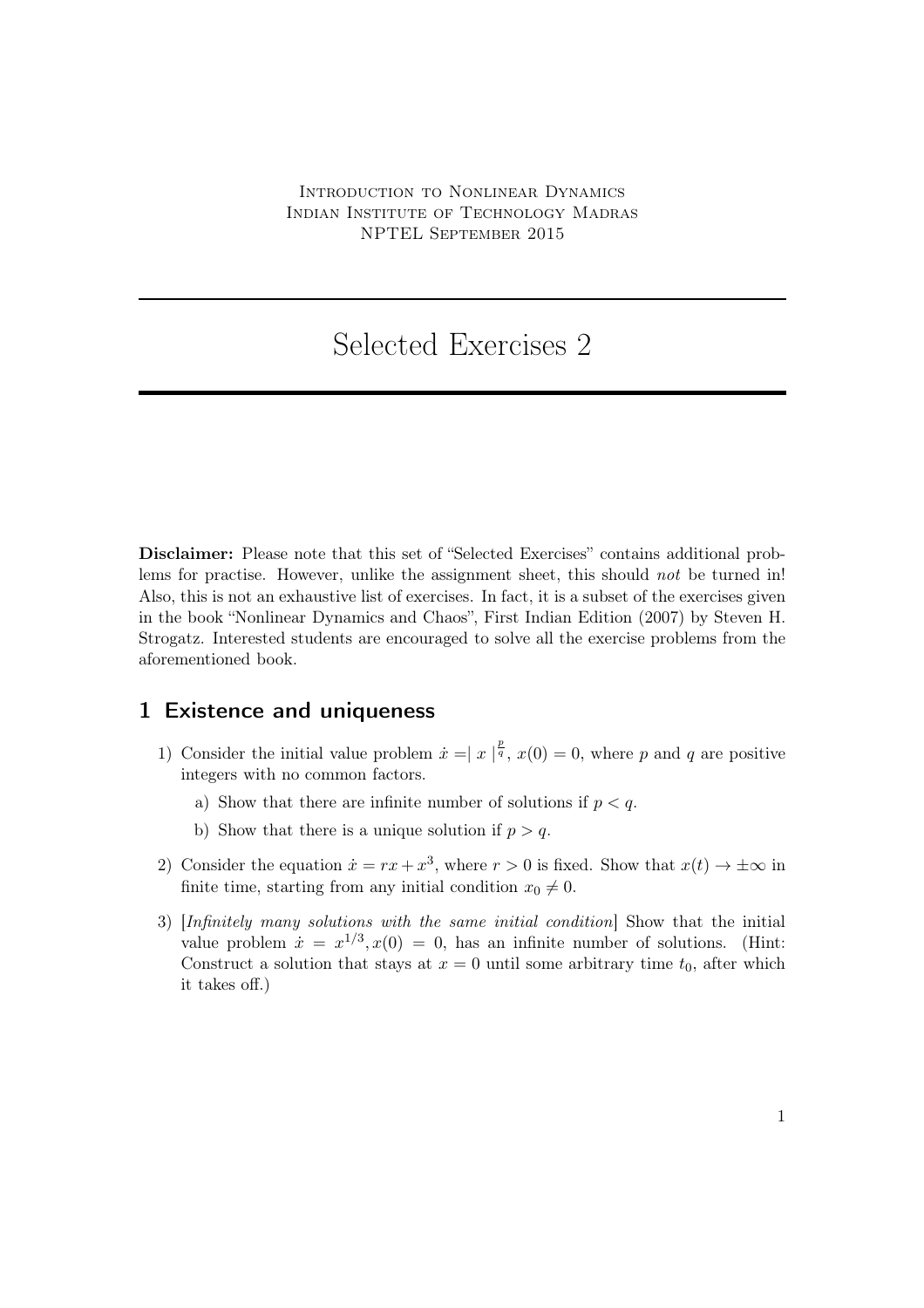Introduction to Nonlinear Dynamics
Indian Institute of Technology Madras
NPTEL September 2015

# Selected Exercises 2

**Disclaimer:** Please note that this set of "Selected Exercises" contains additional problems for practise. However, unlike the assignment sheet, this should *not* be turned in! Also, this is not an exhaustive list of exercises. In fact, it is a subset of the exercises given in the book "Nonlinear Dynamics and Chaos", First Indian Edition (2007) by Steven H. Strogatz. Interested students are encouraged to solve all the exercise problems from the aforementioned book.

## 1 Existence and uniqueness

1) Consider the initial value problem $\dot{x} = |x|^{\frac{p}{q}}$, $x(0) = 0$, where $p$ and $q$ are positive integers with no common factors.

    a) Show that there are infinite number of solutions if $p < q$.

    b) Show that there is a unique solution if $p > q$.

2) Consider the equation $\dot{x} = rx + x^3$, where $r > 0$ is fixed. Show that $x(t) \to \pm\infty$ in finite time, starting from any initial condition $x_0 \neq 0$.

3) [*Infinitely many solutions with the same initial condition*] Show that the initial value problem $\dot{x} = x^{1/3}, x(0) = 0$, has an infinite number of solutions. (Hint: Construct a solution that stays at $x = 0$ until some arbitrary time $t_0$, after which it takes off.)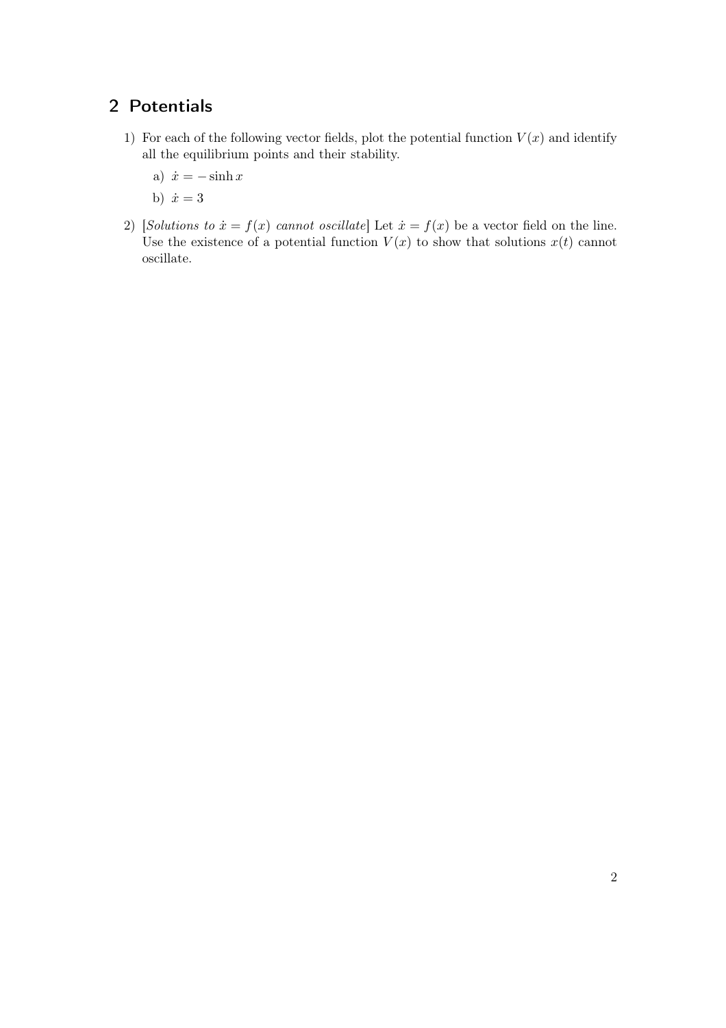## 2 Potentials

1) For each of the following vector fields, plot the potential function $V(x)$ and identify all the equilibrium points and their stability.

   a) $\dot{x} = -\sinh x$

   b) $\dot{x} = 3$

2) [*Solutions to $\dot{x} = f(x)$ cannot oscillate*] Let $\dot{x} = f(x)$ be a vector field on the line. Use the existence of a potential function $V(x)$ to show that solutions $x(t)$ cannot oscillate.